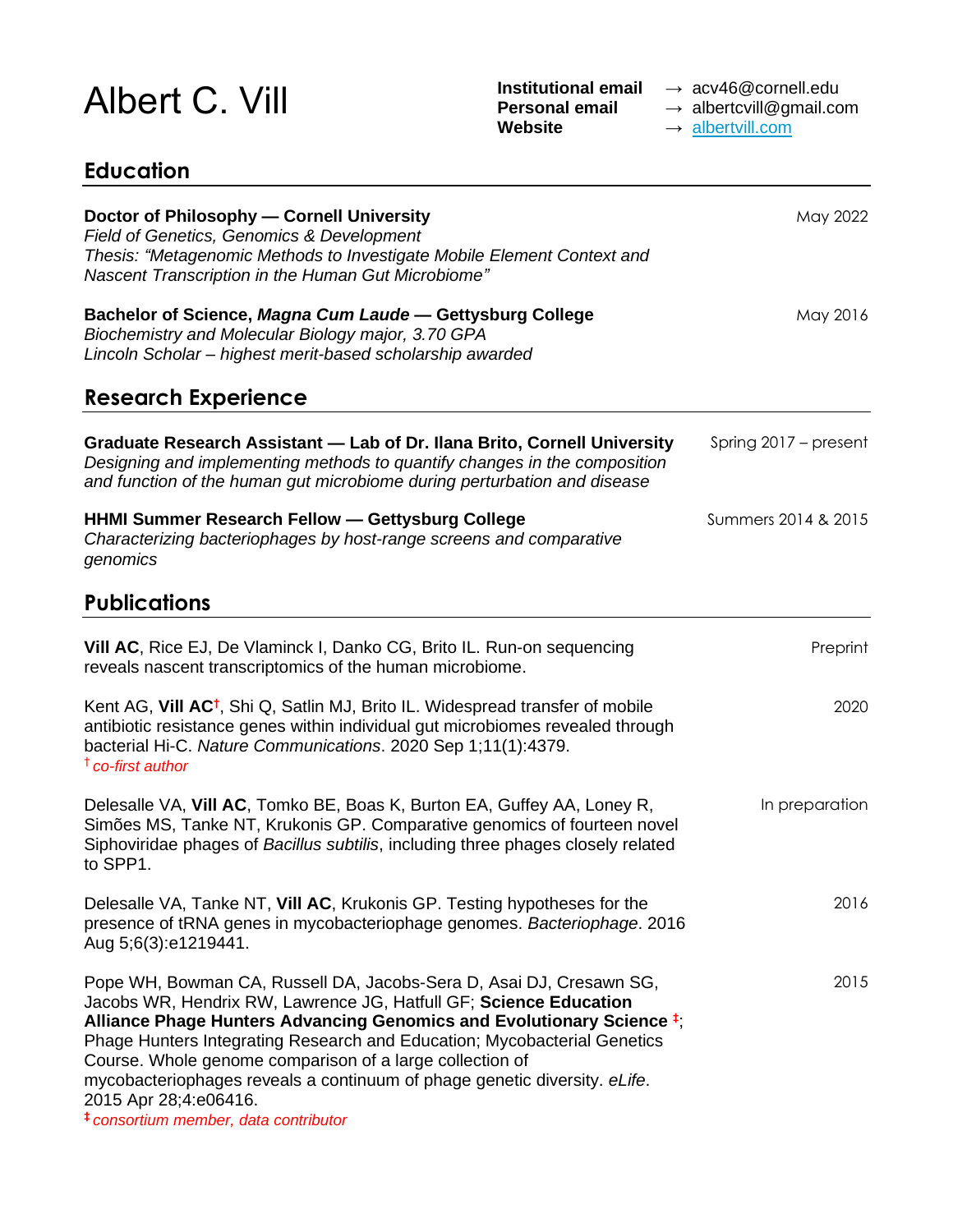# Albert C. Vill

**Institutional email** → acv46@cornell.edu
**Personal email** → albertcvill@gmail.com
**Website** → [albertvill.com](albertvill.com)

## Education

**Doctor of Philosophy — Cornell University** — May 2022
*Field of Genetics, Genomics & Development*
*Thesis: "Metagenomic Methods to Investigate Mobile Element Context and Nascent Transcription in the Human Gut Microbiome"*

**Bachelor of Science, *Magna Cum Laude* — Gettysburg College** — May 2016
*Biochemistry and Molecular Biology major, 3.70 GPA*
*Lincoln Scholar – highest merit-based scholarship awarded*

## Research Experience

**Graduate Research Assistant — Lab of Dr. Ilana Brito, Cornell University** — Spring 2017 – present
*Designing and implementing methods to quantify changes in the composition and function of the human gut microbiome during perturbation and disease*

**HHMI Summer Research Fellow — Gettysburg College** — Summers 2014 & 2015
*Characterizing bacteriophages by host-range screens and comparative genomics*

## Publications

**Vill AC**, Rice EJ, De Vlaminck I, Danko CG, Brito IL. Run-on sequencing reveals nascent transcriptomics of the human microbiome. — Preprint

Kent AG, **Vill AC**[†], Shi Q, Satlin MJ, Brito IL. Widespread transfer of mobile antibiotic resistance genes within individual gut microbiomes revealed through bacterial Hi-C. *Nature Communications*. 2020 Sep 1;11(1):4379. — 2020
[†] *co-first author*

Delesalle VA, **Vill AC**, Tomko BE, Boas K, Burton EA, Guffey AA, Loney R, Simões MS, Tanke NT, Krukonis GP. Comparative genomics of fourteen novel Siphoviridae phages of *Bacillus subtilis*, including three phages closely related to SPP1. — In preparation

Delesalle VA, Tanke NT, **Vill AC**, Krukonis GP. Testing hypotheses for the presence of tRNA genes in mycobacteriophage genomes. *Bacteriophage*. 2016 Aug 5;6(3):e1219441. — 2016

Pope WH, Bowman CA, Russell DA, Jacobs-Sera D, Asai DJ, Cresawn SG, Jacobs WR, Hendrix RW, Lawrence JG, Hatfull GF; **Science Education Alliance Phage Hunters Advancing Genomics and Evolutionary Science** [‡]; Phage Hunters Integrating Research and Education; Mycobacterial Genetics Course. Whole genome comparison of a large collection of mycobacteriophages reveals a continuum of phage genetic diversity. *eLife*. 2015 Apr 28;4:e06416. — 2015
[‡] *consortium member, data contributor*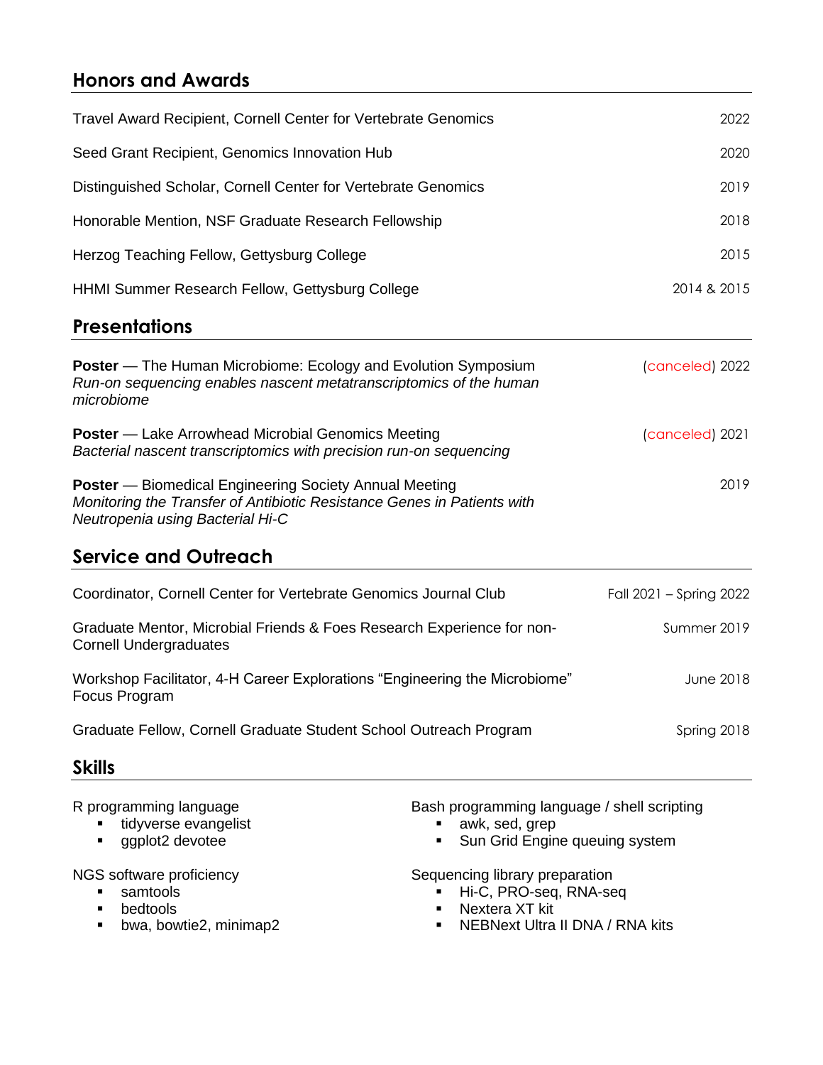## Honors and Awards

Travel Award Recipient, Cornell Center for Vertebrate Genomics — 2022

Seed Grant Recipient, Genomics Innovation Hub — 2020

Distinguished Scholar, Cornell Center for Vertebrate Genomics — 2019

Honorable Mention, NSF Graduate Research Fellowship — 2018

Herzog Teaching Fellow, Gettysburg College — 2015

HHMI Summer Research Fellow, Gettysburg College — 2014 & 2015

## Presentations

**Poster** — The Human Microbiome: Ecology and Evolution Symposium — (canceled) 2022
*Run-on sequencing enables nascent metatranscriptomics of the human microbiome*

**Poster** — Lake Arrowhead Microbial Genomics Meeting — (canceled) 2021
*Bacterial nascent transcriptomics with precision run-on sequencing*

**Poster** — Biomedical Engineering Society Annual Meeting — 2019
*Monitoring the Transfer of Antibiotic Resistance Genes in Patients with Neutropenia using Bacterial Hi-C*

## Service and Outreach

Coordinator, Cornell Center for Vertebrate Genomics Journal Club — Fall 2021 – Spring 2022

Graduate Mentor, Microbial Friends & Foes Research Experience for non-Cornell Undergraduates — Summer 2019

Workshop Facilitator, 4-H Career Explorations "Engineering the Microbiome" Focus Program — June 2018

Graduate Fellow, Cornell Graduate Student School Outreach Program — Spring 2018

## Skills

R programming language
- tidyverse evangelist
- ggplot2 devotee

NGS software proficiency
- samtools
- bedtools
- bwa, bowtie2, minimap2

Bash programming language / shell scripting
- awk, sed, grep
- Sun Grid Engine queuing system

Sequencing library preparation
- Hi-C, PRO-seq, RNA-seq
- Nextera XT kit
- NEBNext Ultra II DNA / RNA kits